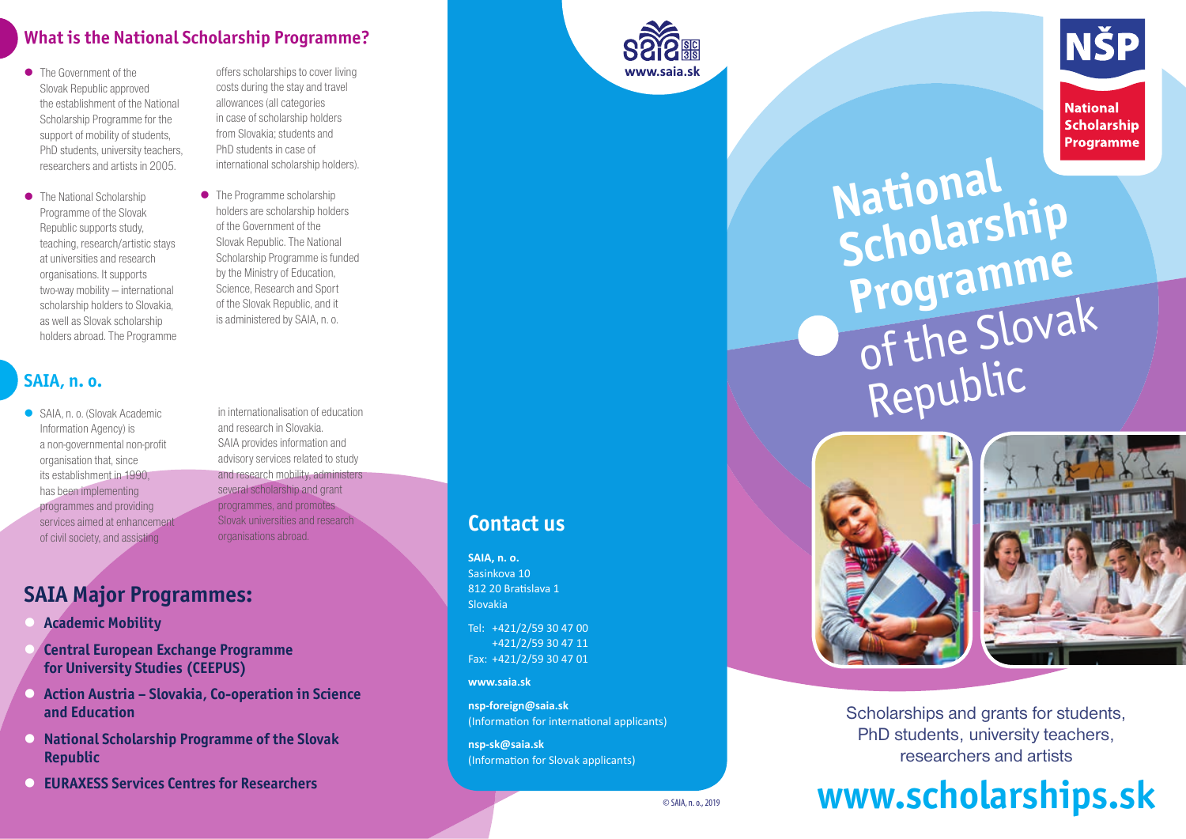## What is the National Scholarship Programme?

- The Government of the Slovak Republic approved the establishment of the National Scholarship Programme for the support of mobility of students, PhD students, university teachers, researchers and artists in 2005.
- The National Scholarship Programme of the Slovak Republic supports study, teaching, research/artistic stays at universities and research organisations. It supports two-way mobility – international scholarship holders to Slovakia, as well as Slovak scholarship holders abroad. The Programme offers scholarships to cover living costs during the stay and travel allowances (all categories in case of scholarship holders from Slovakia; students and PhD students in case of international scholarship holders).
- The Programme scholarship holders are scholarship holders of the Government of the Slovak Republic. The National Scholarship Programme is funded by the Ministry of Education, Science, Research and Sport of the Slovak Republic, and it is administered by SAIA, n. o.

## SAIA, n. o.

- SAIA, n. o. (Slovak Academic Information Agency) is a non-governmental non-profit organisation that, since its establishment in 1990, has been implementing programmes and providing services aimed at enhancement of civil society, and assisting in internationalisation of education and research in Slovakia. SAIA provides information and advisory services related to study and research mobility, administers several scholarship and grant programmes, and promotes Slovak universities and research organisations abroad.

## SAIA Major Programmes:

- **Academic Mobility**
- **Central European Exchange Programme for University Studies (CEEPUS)**
- **Action Austria – Slovakia, Co-operation in Science and Education**
- **National Scholarship Programme of the Slovak Republic**
- **EURAXESS Services Centres for Researchers**

www.saia.sk

## Contact us

**SAIA, n. o.**
Sasinkova 10
812 20 Bratislava 1
Slovakia

Tel: +421/2/59 30 47 00
+421/2/59 30 47 11
Fax: +421/2/59 30 47 01

**www.saia.sk**

**nsp-foreign@saia.sk**
(Information for international applicants)

**nsp-sk@saia.sk**
(Information for Slovak applicants)

© SAIA, n. o., 2019

NŠP

**National Scholarship Programme**

# National Scholarship Programme of the Slovak Republic

Scholarships and grants for students, PhD students, university teachers, researchers and artists

**www.scholarships.sk**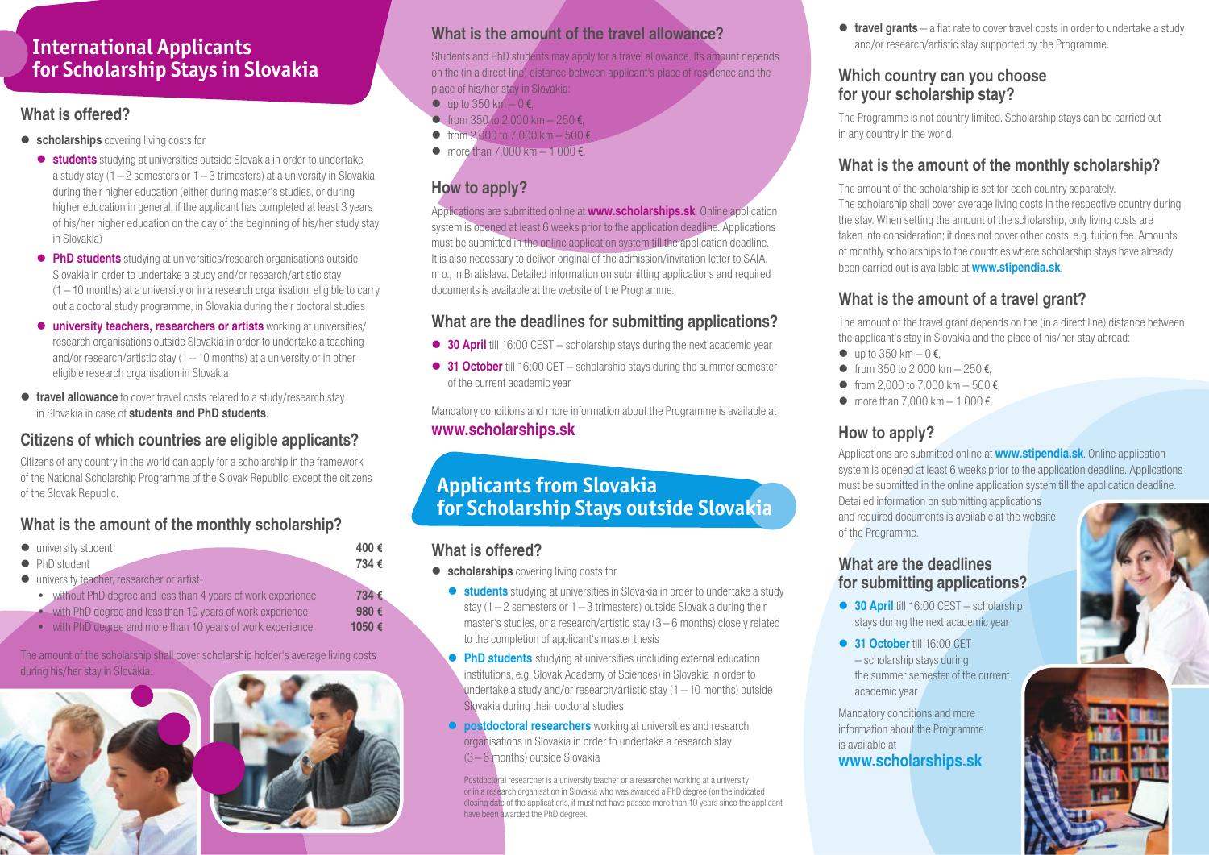# International Applicants for Scholarship Stays in Slovakia

## What is offered?

- **scholarships** covering living costs for
  - **students** studying at universities outside Slovakia in order to undertake a study stay (1 – 2 semesters or 1 – 3 trimesters) at a university in Slovakia during their higher education (either during master's studies, or during higher education in general, if the applicant has completed at least 3 years of his/her higher education on the day of the beginning of his/her study stay in Slovakia)
  - **PhD students** studying at universities/research organisations outside Slovakia in order to undertake a study and/or research/artistic stay (1 – 10 months) at a university or in a research organisation, eligible to carry out a doctoral study programme, in Slovakia during their doctoral studies
  - **university teachers, researchers or artists** working at universities/ research organisations outside Slovakia in order to undertake a teaching and/or research/artistic stay (1 – 10 months) at a university or in other eligible research organisation in Slovakia
- **travel allowance** to cover travel costs related to a study/research stay in Slovakia in case of **students and PhD students**.

## Citizens of which countries are eligible applicants?

Citizens of any country in the world can apply for a scholarship in the framework of the National Scholarship Programme of the Slovak Republic, except the citizens of the Slovak Republic.

## What is the amount of the monthly scholarship?

| | |
|---|---|
| university student | **400 €** |
| PhD student | **734 €** |
| university teacher, researcher or artist: | |
| • without PhD degree and less than 4 years of work experience | **734 €** |
| • with PhD degree and less than 10 years of work experience | **980 €** |
| • with PhD degree and more than 10 years of work experience | **1050 €** |

The amount of the scholarship shall cover scholarship holder's average living costs during his/her stay in Slovakia.

## What is the amount of the travel allowance?

Students and PhD students may apply for a travel allowance. Its amount depends on the (in a direct line) distance between applicant's place of residence and the place of his/her stay in Slovakia:

- up to 350 km – 0 €,
- from 350 to 2,000 km – 250 €,
- from 2,000 to 7,000 km – 500 €,
- more than 7,000 km – 1 000 €.

## How to apply?

Applications are submitted online at **www.scholarships.sk**. Online application system is opened at least 6 weeks prior to the application deadline. Applications must be submitted in the online application system till the application deadline. It is also necessary to deliver original of the admission/invitation letter to SAIA, n. o., in Bratislava. Detailed information on submitting applications and required documents is available at the website of the Programme.

## What are the deadlines for submitting applications?

- **30 April** till 16:00 CEST – scholarship stays during the next academic year
- **31 October** till 16:00 CET – scholarship stays during the summer semester of the current academic year

Mandatory conditions and more information about the Programme is available at **www.scholarships.sk**

# Applicants from Slovakia for Scholarship Stays outside Slovakia

## What is offered?

- **scholarships** covering living costs for
  - **students** studying at universities in Slovakia in order to undertake a study stay (1 – 2 semesters or 1 – 3 trimesters) outside Slovakia during their master's studies, or a research/artistic stay (3 – 6 months) closely related to the completion of applicant's master thesis
  - **PhD students** studying at universities (including external education institutions, e.g. Slovak Academy of Sciences) in Slovakia in order to undertake a study and/or research/artistic stay (1 – 10 months) outside Slovakia during their doctoral studies
  - **postdoctoral researchers** working at universities and research organisations in Slovakia in order to undertake a research stay (3 – 6 months) outside Slovakia

Postdoctoral researcher is a university teacher or a researcher working at a university or in a research organisation in Slovakia who was awarded a PhD degree (on the indicated closing date of the applications, it must not have passed more than 10 years since the applicant have been awarded the PhD degree).

- **travel grants** – a flat rate to cover travel costs in order to undertake a study and/or research/artistic stay supported by the Programme.

## Which country can you choose for your scholarship stay?

The Programme is not country limited. Scholarship stays can be carried out in any country in the world.

## What is the amount of the monthly scholarship?

The amount of the scholarship is set for each country separately. The scholarship shall cover average living costs in the respective country during the stay. When setting the amount of the scholarship, only living costs are taken into consideration; it does not cover other costs, e.g. tuition fee. Amounts of monthly scholarships to the countries where scholarship stays have already been carried out is available at **www.stipendia.sk**.

## What is the amount of a travel grant?

The amount of the travel grant depends on the (in a direct line) distance between the applicant's stay in Slovakia and the place of his/her stay abroad:

- up to 350 km – 0 €,
- from 350 to 2,000 km – 250 €,
- from 2,000 to 7,000 km – 500 €,
- more than 7,000 km – 1 000 €.

## How to apply?

Applications are submitted online at **www.stipendia.sk**. Online application system is opened at least 6 weeks prior to the application deadline. Applications must be submitted in the online application system till the application deadline. Detailed information on submitting applications and required documents is available at the website of the Programme.

## What are the deadlines for submitting applications?

- **30 April** till 16:00 CEST – scholarship stays during the next academic year
- **31 October** till 16:00 CET – scholarship stays during the summer semester of the current academic year

Mandatory conditions and more information about the Programme is available at **www.scholarships.sk**